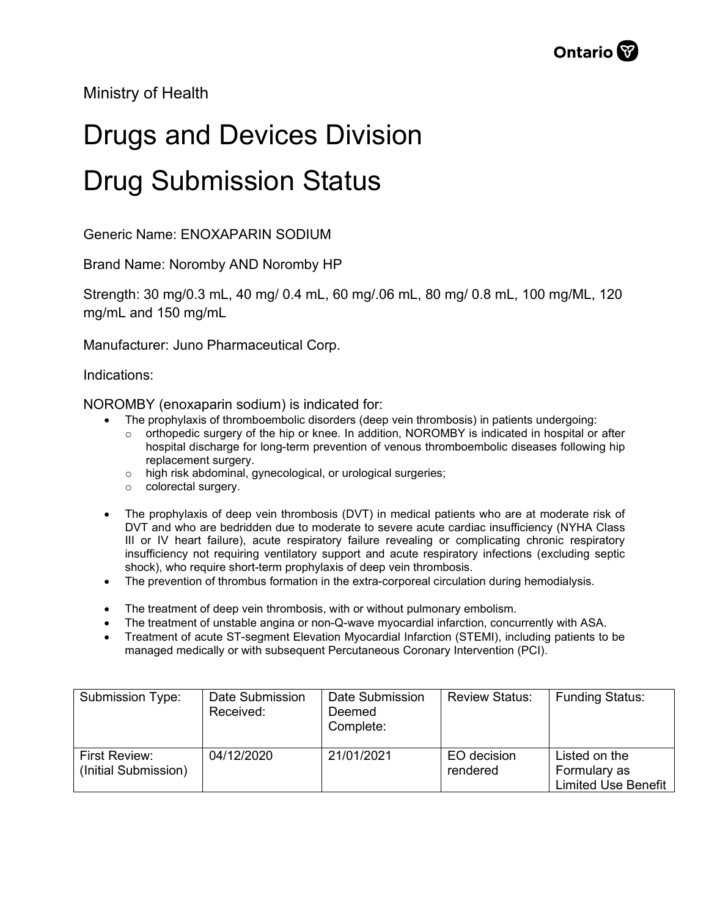Ministry of Health

# Drugs and Devices Division

# Drug Submission Status

Generic Name: ENOXAPARIN SODIUM

Brand Name: Noromby AND Noromby HP

Strength: 30 mg/0.3 mL, 40 mg/ 0.4 mL, 60 mg/.06 mL, 80 mg/ 0.8 mL, 100 mg/ML, 120 mg/mL and 150 mg/mL

Manufacturer: Juno Pharmaceutical Corp.

Indications:

NOROMBY (enoxaparin sodium) is indicated for:

- The prophylaxis of thromboembolic disorders (deep vein thrombosis) in patients undergoing:
  - orthopedic surgery of the hip or knee. In addition, NOROMBY is indicated in hospital or after hospital discharge for long-term prevention of venous thromboembolic diseases following hip replacement surgery.
  - high risk abdominal, gynecological, or urological surgeries;
  - colorectal surgery.
- The prophylaxis of deep vein thrombosis (DVT) in medical patients who are at moderate risk of DVT and who are bedridden due to moderate to severe acute cardiac insufficiency (NYHA Class III or IV heart failure), acute respiratory failure revealing or complicating chronic respiratory insufficiency not requiring ventilatory support and acute respiratory infections (excluding septic shock), who require short-term prophylaxis of deep vein thrombosis.
- The prevention of thrombus formation in the extra-corporeal circulation during hemodialysis.
- The treatment of deep vein thrombosis, with or without pulmonary embolism.
- The treatment of unstable angina or non-Q-wave myocardial infarction, concurrently with ASA.
- Treatment of acute ST-segment Elevation Myocardial Infarction (STEMI), including patients to be managed medically or with subsequent Percutaneous Coronary Intervention (PCI).

| Submission Type: | Date Submission Received: | Date Submission Deemed Complete: | Review Status: | Funding Status: |
|---|---|---|---|---|
| First Review: (Initial Submission) | 04/12/2020 | 21/01/2021 | EO decision rendered | Listed on the Formulary as Limited Use Benefit |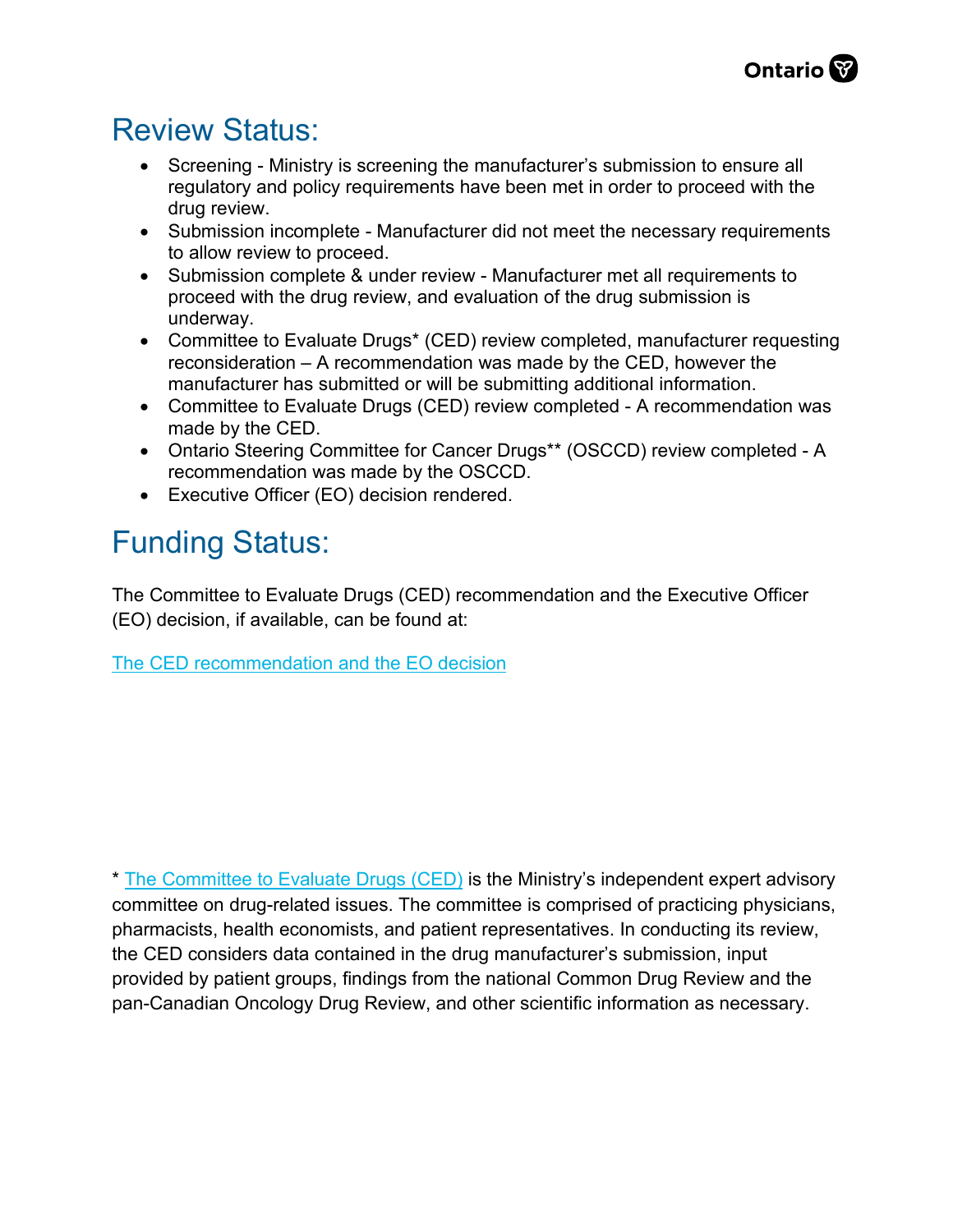## Review Status:

- Screening - Ministry is screening the manufacturer's submission to ensure all regulatory and policy requirements have been met in order to proceed with the drug review.
- Submission incomplete - Manufacturer did not meet the necessary requirements to allow review to proceed.
- Submission complete & under review - Manufacturer met all requirements to proceed with the drug review, and evaluation of the drug submission is underway.
- Committee to Evaluate Drugs* (CED) review completed, manufacturer requesting reconsideration – A recommendation was made by the CED, however the manufacturer has submitted or will be submitting additional information.
- Committee to Evaluate Drugs (CED) review completed - A recommendation was made by the CED.
- Ontario Steering Committee for Cancer Drugs** (OSCCD) review completed - A recommendation was made by the OSCCD.
- Executive Officer (EO) decision rendered.

## Funding Status:

The Committee to Evaluate Drugs (CED) recommendation and the Executive Officer (EO) decision, if available, can be found at:

The CED recommendation and the EO decision

* The Committee to Evaluate Drugs (CED) is the Ministry's independent expert advisory committee on drug-related issues. The committee is comprised of practicing physicians, pharmacists, health economists, and patient representatives. In conducting its review, the CED considers data contained in the drug manufacturer's submission, input provided by patient groups, findings from the national Common Drug Review and the pan-Canadian Oncology Drug Review, and other scientific information as necessary.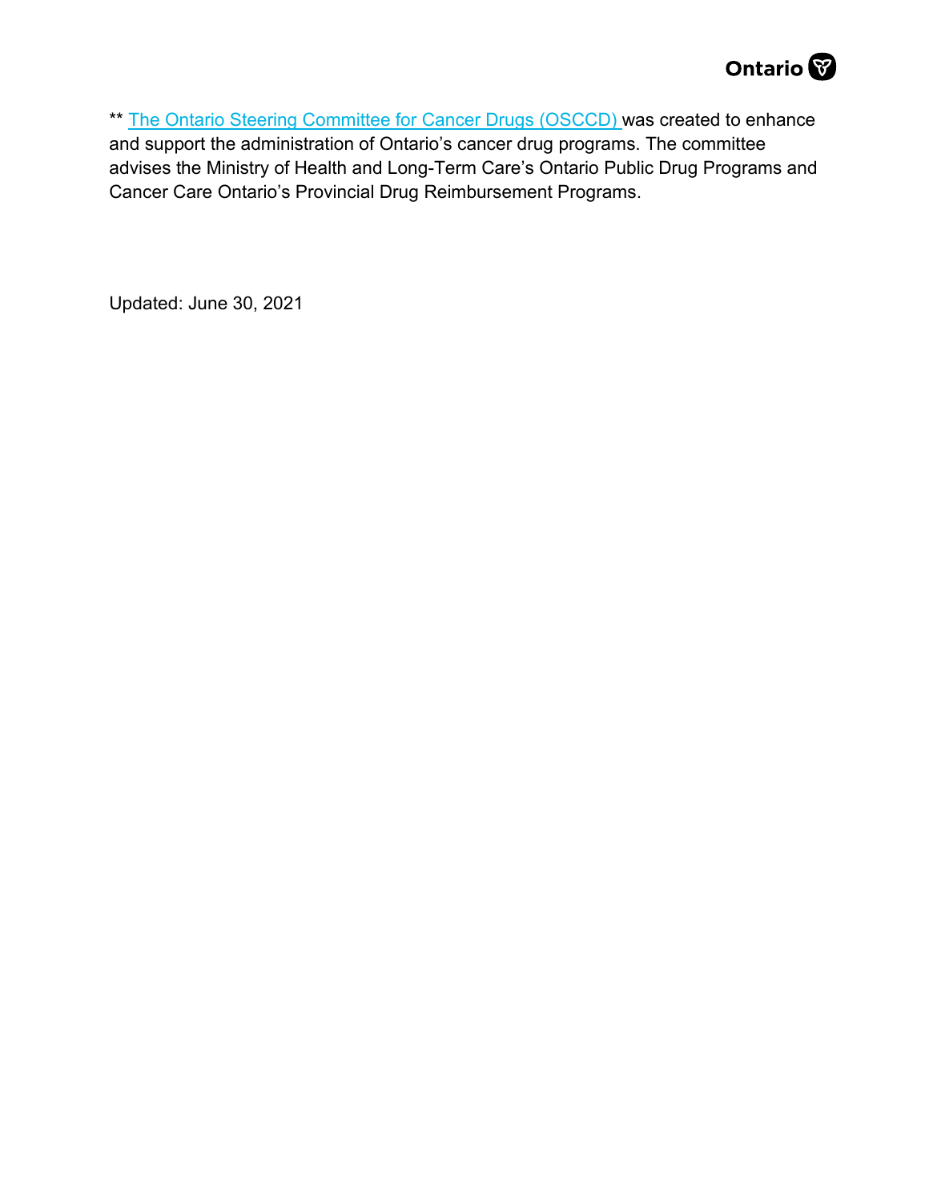** The Ontario Steering Committee for Cancer Drugs (OSCCD) was created to enhance and support the administration of Ontario's cancer drug programs. The committee advises the Ministry of Health and Long-Term Care's Ontario Public Drug Programs and Cancer Care Ontario's Provincial Drug Reimbursement Programs.

Updated: June 30, 2021